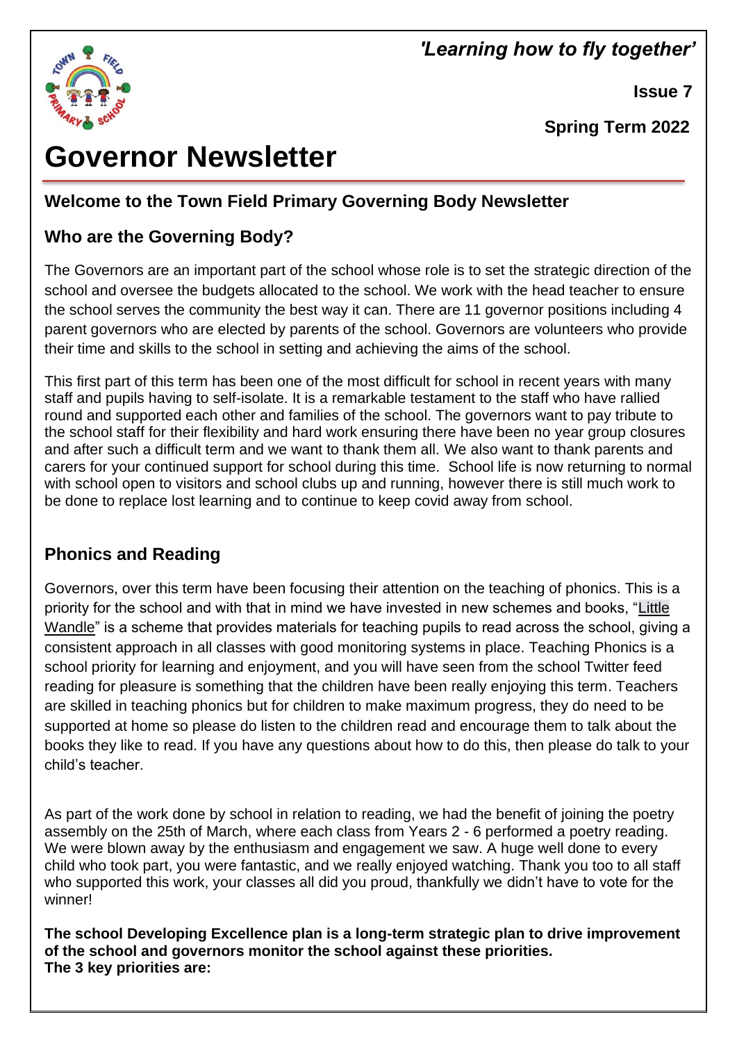*'Learning how to fly together'*

**Issue 7**

**Spring Term 2022**

# Governor Newsletter

## Welcome to the Town Field Primary Governing Body Newsletter

## Who are the Governing Body?

The Governors are an important part of the school whose role is to set the strategic direction of the school and oversee the budgets allocated to the school. We work with the head teacher to ensure the school serves the community the best way it can. There are 11 governor positions including 4 parent governors who are elected by parents of the school. Governors are volunteers who provide their time and skills to the school in setting and achieving the aims of the school.

This first part of this term has been one of the most difficult for school in recent years with many staff and pupils having to self-isolate. It is a remarkable testament to the staff who have rallied round and supported each other and families of the school. The governors want to pay tribute to the school staff for their flexibility and hard work ensuring there have been no year group closures and after such a difficult term and we want to thank them all. We also want to thank parents and carers for your continued support for school during this time. School life is now returning to normal with school open to visitors and school clubs up and running, however there is still much work to be done to replace lost learning and to continue to keep covid away from school.

## Phonics and Reading

Governors, over this term have been focusing their attention on the teaching of phonics. This is a priority for the school and with that in mind we have invested in new schemes and books, "Little Wandle" is a scheme that provides materials for teaching pupils to read across the school, giving a consistent approach in all classes with good monitoring systems in place. Teaching Phonics is a school priority for learning and enjoyment, and you will have seen from the school Twitter feed reading for pleasure is something that the children have been really enjoying this term. Teachers are skilled in teaching phonics but for children to make maximum progress, they do need to be supported at home so please do listen to the children read and encourage them to talk about the books they like to read. If you have any questions about how to do this, then please do talk to your child's teacher.

As part of the work done by school in relation to reading, we had the benefit of joining the poetry assembly on the 25th of March, where each class from Years 2 - 6 performed a poetry reading. We were blown away by the enthusiasm and engagement we saw. A huge well done to every child who took part, you were fantastic, and we really enjoyed watching. Thank you too to all staff who supported this work, your classes all did you proud, thankfully we didn't have to vote for the winner!

**The school Developing Excellence plan is a long-term strategic plan to drive improvement of the school and governors monitor the school against these priorities.**
**The 3 key priorities are:**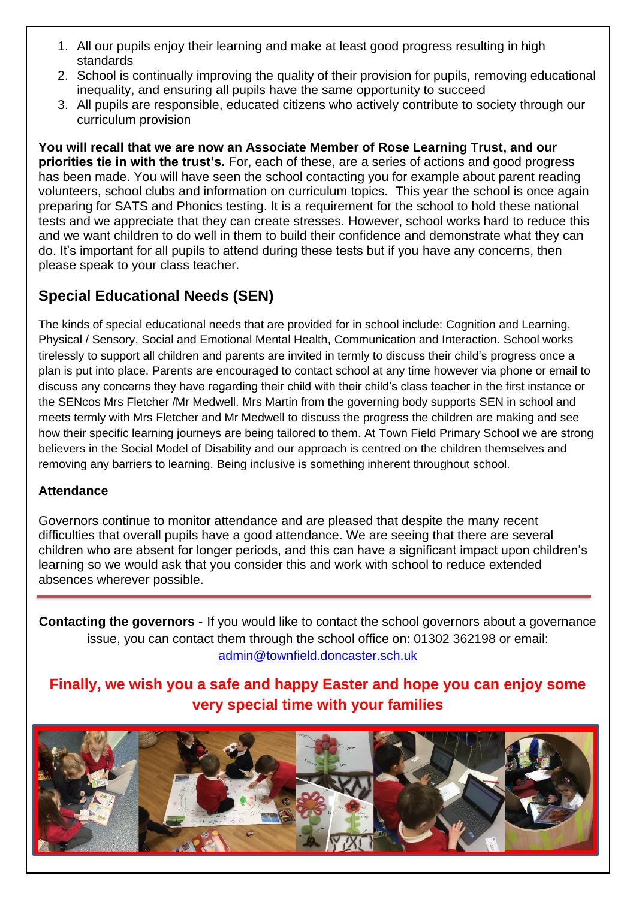1. All our pupils enjoy their learning and make at least good progress resulting in high standards
2. School is continually improving the quality of their provision for pupils, removing educational inequality, and ensuring all pupils have the same opportunity to succeed
3. All pupils are responsible, educated citizens who actively contribute to society through our curriculum provision

**You will recall that we are now an Associate Member of Rose Learning Trust, and our priorities tie in with the trust's.** For, each of these, are a series of actions and good progress has been made. You will have seen the school contacting you for example about parent reading volunteers, school clubs and information on curriculum topics. This year the school is once again preparing for SATS and Phonics testing. It is a requirement for the school to hold these national tests and we appreciate that they can create stresses. However, school works hard to reduce this and we want children to do well in them to build their confidence and demonstrate what they can do. It's important for all pupils to attend during these tests but if you have any concerns, then please speak to your class teacher.

## Special Educational Needs (SEN)

The kinds of special educational needs that are provided for in school include: Cognition and Learning, Physical / Sensory, Social and Emotional Mental Health, Communication and Interaction. School works tirelessly to support all children and parents are invited in termly to discuss their child's progress once a plan is put into place. Parents are encouraged to contact school at any time however via phone or email to discuss any concerns they have regarding their child with their child's class teacher in the first instance or the SENcos Mrs Fletcher /Mr Medwell. Mrs Martin from the governing body supports SEN in school and meets termly with Mrs Fletcher and Mr Medwell to discuss the progress the children are making and see how their specific learning journeys are being tailored to them. At Town Field Primary School we are strong believers in the Social Model of Disability and our approach is centred on the children themselves and removing any barriers to learning. Being inclusive is something inherent throughout school.

### Attendance

Governors continue to monitor attendance and are pleased that despite the many recent difficulties that overall pupils have a good attendance. We are seeing that there are several children who are absent for longer periods, and this can have a significant impact upon children's learning so we would ask that you consider this and work with school to reduce extended absences wherever possible.

---

**Contacting the governors -** If you would like to contact the school governors about a governance issue, you can contact them through the school office on: 01302 362198 or email: admin@townfield.doncaster.sch.uk

**Finally, we wish you a safe and happy Easter and hope you can enjoy some very special time with your families**